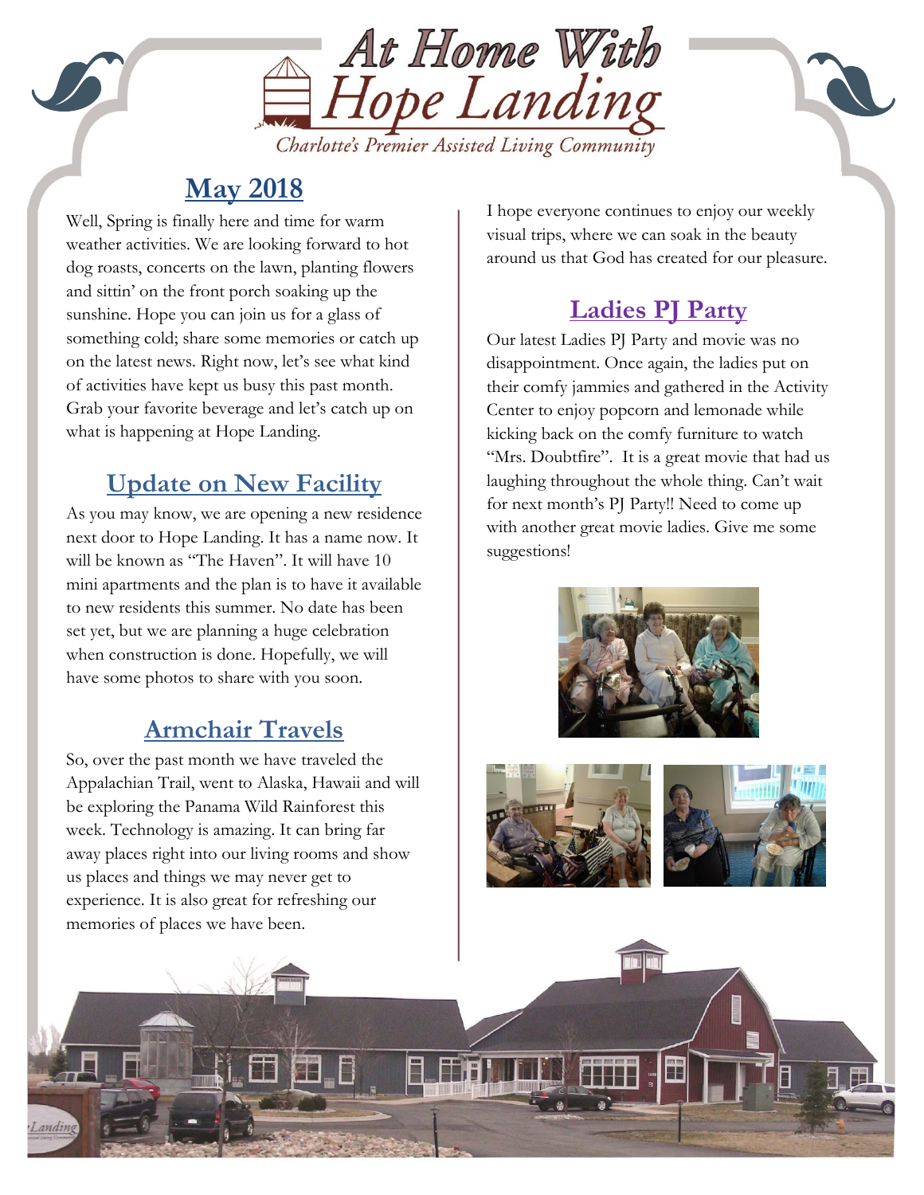# At Home With Hope Landing

*Charlotte's Premier Assisted Living Community*

## May 2018

Well, Spring is finally here and time for warm weather activities. We are looking forward to hot dog roasts, concerts on the lawn, planting flowers and sittin' on the front porch soaking up the sunshine. Hope you can join us for a glass of something cold; share some memories or catch up on the latest news. Right now, let's see what kind of activities have kept us busy this past month. Grab your favorite beverage and let's catch up on what is happening at Hope Landing.

## Update on New Facility

As you may know, we are opening a new residence next door to Hope Landing. It has a name now. It will be known as "The Haven". It will have 10 mini apartments and the plan is to have it available to new residents this summer. No date has been set yet, but we are planning a huge celebration when construction is done. Hopefully, we will have some photos to share with you soon.

## Armchair Travels

So, over the past month we have traveled the Appalachian Trail, went to Alaska, Hawaii and will be exploring the Panama Wild Rainforest this week. Technology is amazing. It can bring far away places right into our living rooms and show us places and things we may never get to experience. It is also great for refreshing our memories of places we have been.

I hope everyone continues to enjoy our weekly visual trips, where we can soak in the beauty around us that God has created for our pleasure.

## Ladies PJ Party

Our latest Ladies PJ Party and movie was no disappointment. Once again, the ladies put on their comfy jammies and gathered in the Activity Center to enjoy popcorn and lemonade while kicking back on the comfy furniture to watch "Mrs. Doubtfire". It is a great movie that had us laughing throughout the whole thing. Can't wait for next month's PJ Party!! Need to come up with another great movie ladies. Give me some suggestions!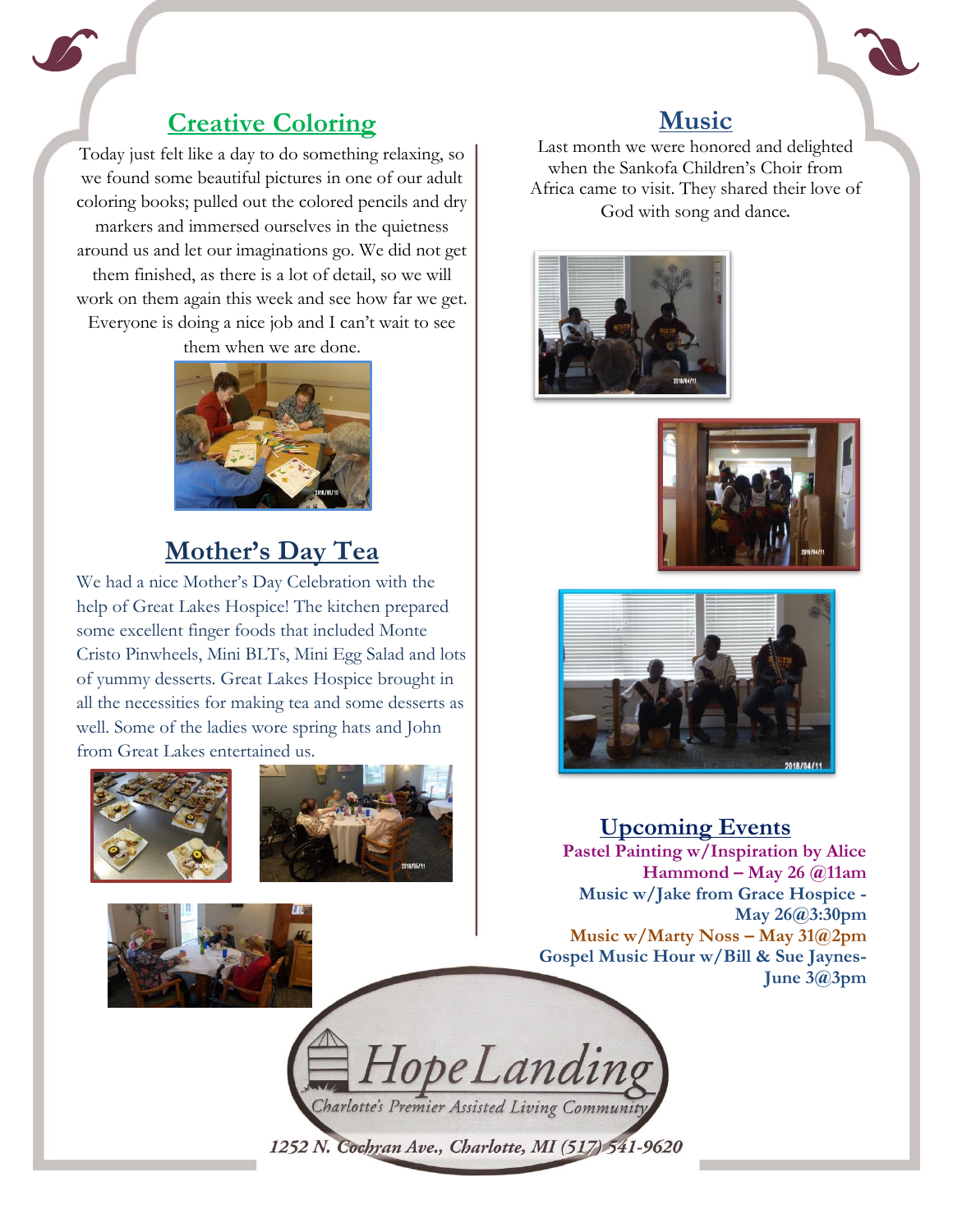## Creative Coloring

Today just felt like a day to do something relaxing, so we found some beautiful pictures in one of our adult coloring books; pulled out the colored pencils and dry markers and immersed ourselves in the quietness around us and let our imaginations go. We did not get them finished, as there is a lot of detail, so we will work on them again this week and see how far we get. Everyone is doing a nice job and I can't wait to see them when we are done.

## Mother's Day Tea

We had a nice Mother's Day Celebration with the help of Great Lakes Hospice! The kitchen prepared some excellent finger foods that included Monte Cristo Pinwheels, Mini BLTs, Mini Egg Salad and lots of yummy desserts. Great Lakes Hospice brought in all the necessities for making tea and some desserts as well. Some of the ladies wore spring hats and John from Great Lakes entertained us.

## Music

Last month we were honored and delighted when the Sankofa Children's Choir from Africa came to visit. They shared their love of God with song and dance.

## Upcoming Events

**Pastel Painting w/Inspiration by Alice Hammond – May 26 @11am**

**Music w/Jake from Grace Hospice - May 26@3:30pm**

**Music w/Marty Noss – May 31@2pm**

**Gospel Music Hour w/Bill & Sue Jaynes- June 3@3pm**

*Hope Landing*

*Charlotte's Premier Assisted Living Community*

*1252 N. Cochran Ave., Charlotte, MI (517) 541-9620*